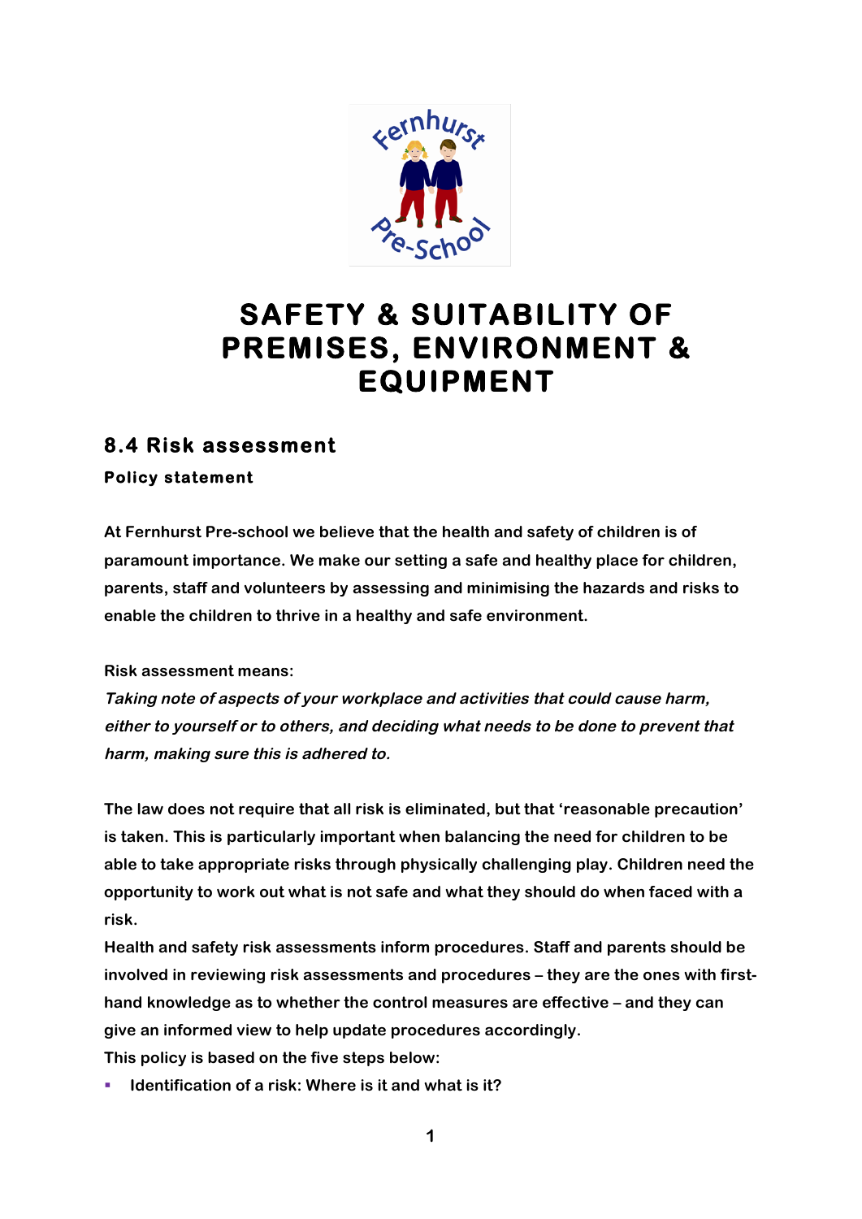# SAFETY & SUITABILITY OF PREMISES, ENVIRONMENT & EQUIPMENT

## 8.4 Risk assessment

### Policy statement

At Fernhurst Pre-school we believe that the health and safety of children is of paramount importance. We make our setting a safe and healthy place for children, parents, staff and volunteers by assessing and minimising the hazards and risks to enable the children to thrive in a healthy and safe environment.

Risk assessment means:

*Taking note of aspects of your workplace and activities that could cause harm, either to yourself or to others, and deciding what needs to be done to prevent that harm, making sure this is adhered to.*

The law does not require that all risk is eliminated, but that 'reasonable precaution' is taken. This is particularly important when balancing the need for children to be able to take appropriate risks through physically challenging play. Children need the opportunity to work out what is not safe and what they should do when faced with a risk.

Health and safety risk assessments inform procedures. Staff and parents should be involved in reviewing risk assessments and procedures – they are the ones with first-hand knowledge as to whether the control measures are effective – and they can give an informed view to help update procedures accordingly.

This policy is based on the five steps below:

- Identification of a risk: Where is it and what is it?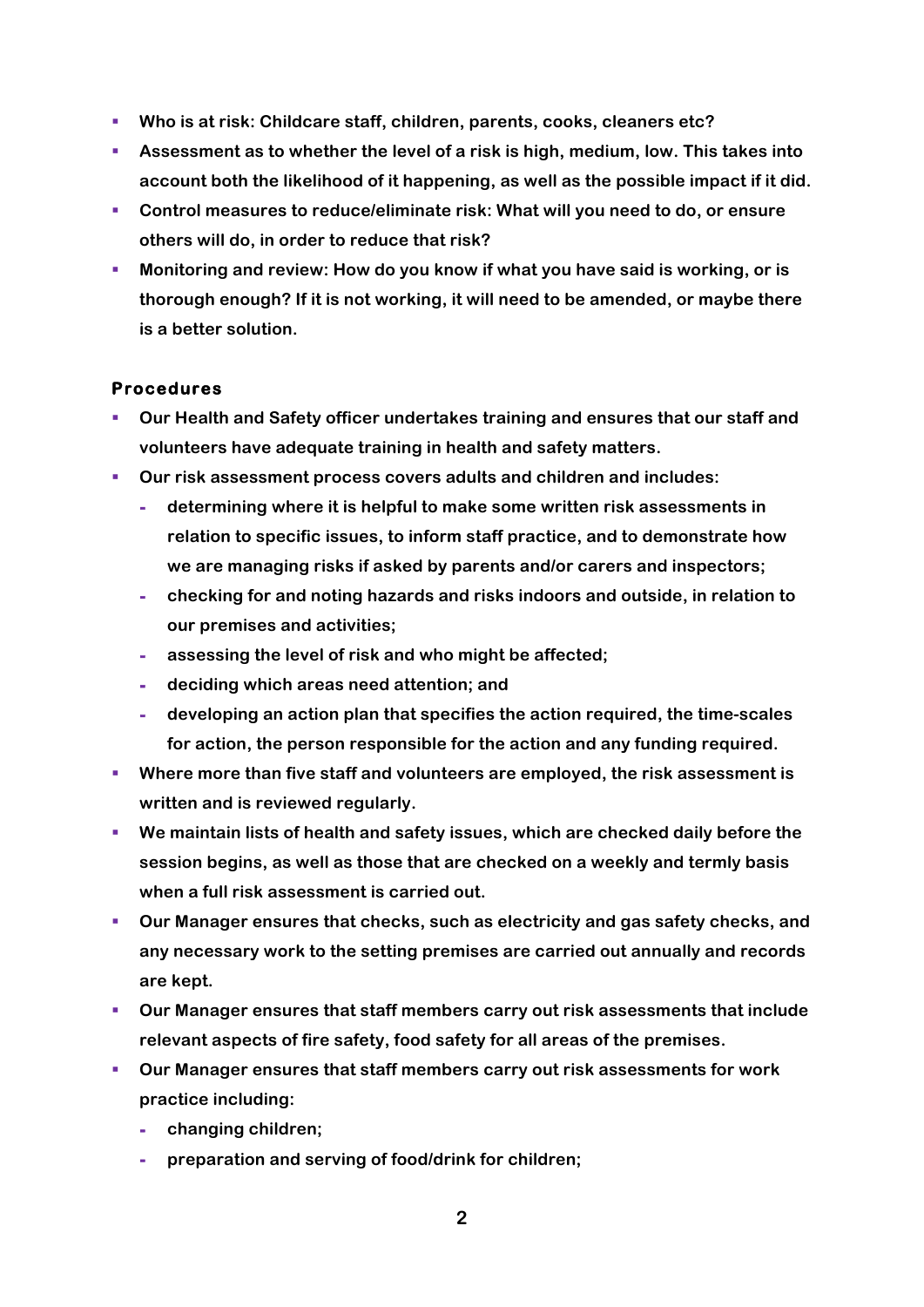- Who is at risk: Childcare staff, children, parents, cooks, cleaners etc?
- Assessment as to whether the level of a risk is high, medium, low. This takes into account both the likelihood of it happening, as well as the possible impact if it did.
- Control measures to reduce/eliminate risk: What will you need to do, or ensure others will do, in order to reduce that risk?
- Monitoring and review: How do you know if what you have said is working, or is thorough enough? If it is not working, it will need to be amended, or maybe there is a better solution.

## Procedures

- Our Health and Safety officer undertakes training and ensures that our staff and volunteers have adequate training in health and safety matters.
- Our risk assessment process covers adults and children and includes:
  - determining where it is helpful to make some written risk assessments in relation to specific issues, to inform staff practice, and to demonstrate how we are managing risks if asked by parents and/or carers and inspectors;
  - checking for and noting hazards and risks indoors and outside, in relation to our premises and activities;
  - assessing the level of risk and who might be affected;
  - deciding which areas need attention; and
  - developing an action plan that specifies the action required, the time-scales for action, the person responsible for the action and any funding required.
- Where more than five staff and volunteers are employed, the risk assessment is written and is reviewed regularly.
- We maintain lists of health and safety issues, which are checked daily before the session begins, as well as those that are checked on a weekly and termly basis when a full risk assessment is carried out.
- Our Manager ensures that checks, such as electricity and gas safety checks, and any necessary work to the setting premises are carried out annually and records are kept.
- Our Manager ensures that staff members carry out risk assessments that include relevant aspects of fire safety, food safety for all areas of the premises.
- Our Manager ensures that staff members carry out risk assessments for work practice including:
  - changing children;
  - preparation and serving of food/drink for children;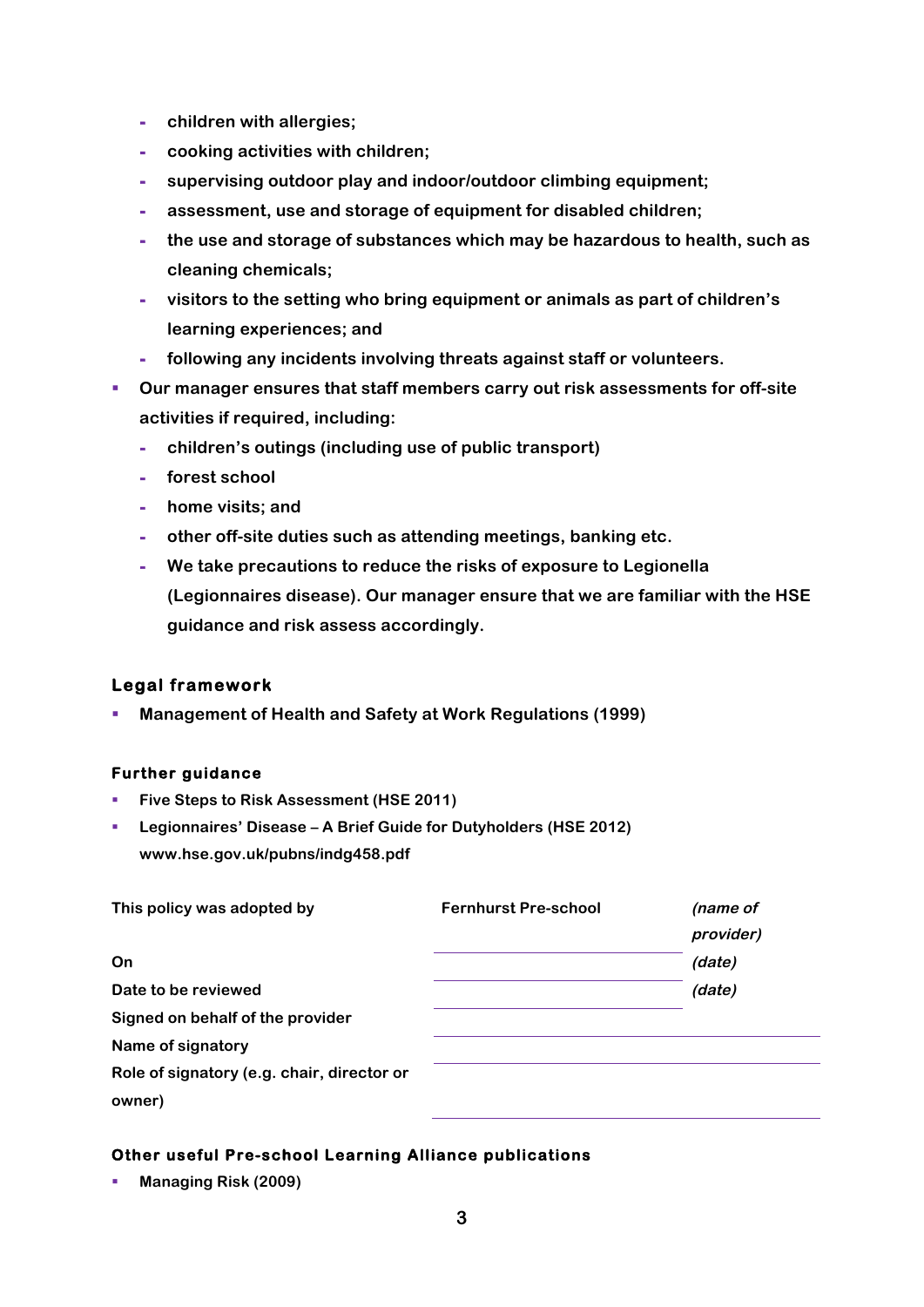- children with allergies;
  - cooking activities with children;
  - supervising outdoor play and indoor/outdoor climbing equipment;
  - assessment, use and storage of equipment for disabled children;
  - the use and storage of substances which may be hazardous to health, such as cleaning chemicals;
  - visitors to the setting who bring equipment or animals as part of children's learning experiences; and
  - following any incidents involving threats against staff or volunteers.
- Our manager ensures that staff members carry out risk assessments for off-site activities if required, including:
  - children's outings (including use of public transport)
  - forest school
  - home visits; and
  - other off-site duties such as attending meetings, banking etc.
  - We take precautions to reduce the risks of exposure to Legionella (Legionnaires disease). Our manager ensure that we are familiar with the HSE guidance and risk assess accordingly.

### Legal framework

- Management of Health and Safety at Work Regulations (1999)

### Further guidance

- Five Steps to Risk Assessment (HSE 2011)
- Legionnaires' Disease – A Brief Guide for Dutyholders (HSE 2012) www.hse.gov.uk/pubns/indg458.pdf

| | | |
|---|---|---|
| This policy was adopted by | Fernhurst Pre-school | *(name of provider)* |
| On | | *(date)* |
| Date to be reviewed | | *(date)* |
| Signed on behalf of the provider | | |
| Name of signatory | | |
| Role of signatory (e.g. chair, director or owner) | | |

### Other useful Pre-school Learning Alliance publications

- Managing Risk (2009)